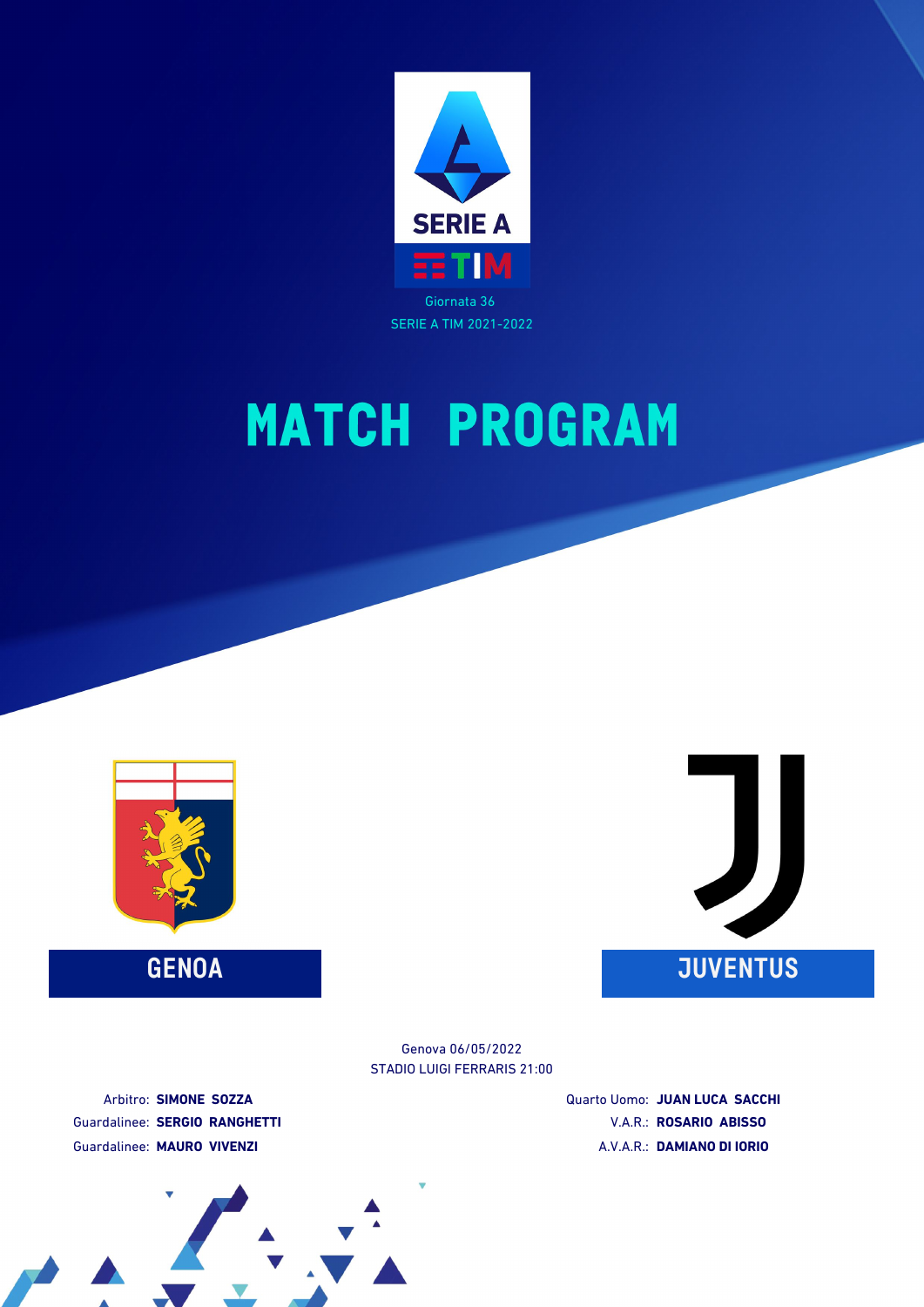Giornata 36
SERIE A TIM 2021-2022

# MATCH PROGRAM

## GENOA

## JUVENTUS

Genova 06/05/2022
STADIO LUIGI FERRARIS 21:00

Arbitro: **SIMONE SOZZA**
Guardalinee: **SERGIO RANGHETTI**
Guardalinee: **MAURO VIVENZI**

Quarto Uomo: **JUAN LUCA SACCHI**
V.A.R.: **ROSARIO ABISSO**
A.V.A.R.: **DAMIANO DI IORIO**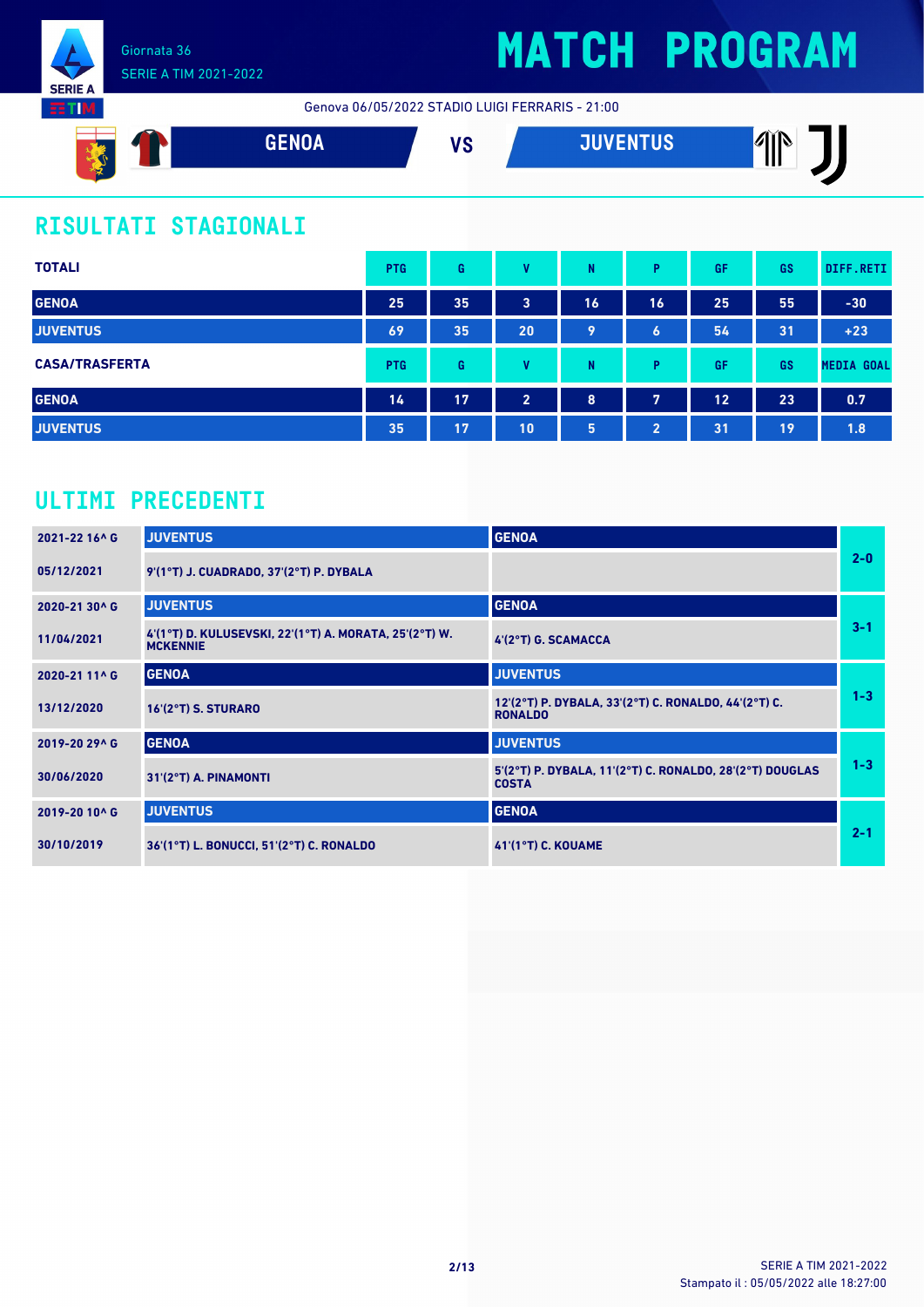# MATCH PROGRAM

Giornata 36
SERIE A TIM 2021-2022

Genova 06/05/2022 STADIO LUIGI FERRARIS - 21:00

**GENOA** VS **JUVENTUS**

## RISULTATI STAGIONALI

| TOTALI | PTG | G | V | N | P | GF | GS | DIFF.RETI |
|---|---|---|---|---|---|---|---|---|
| GENOA | 25 | 35 | 3 | 16 | 16 | 25 | 55 | -30 |
| JUVENTUS | 69 | 35 | 20 | 9 | 6 | 54 | 31 | +23 |

| CASA/TRASFERTA | PTG | G | V | N | P | GF | GS | MEDIA GOAL |
|---|---|---|---|---|---|---|---|---|
| GENOA | 14 | 17 | 2 | 8 | 7 | 12 | 23 | 0.7 |
| JUVENTUS | 35 | 17 | 10 | 5 | 2 | 31 | 19 | 1.8 |

## ULTIMI PRECEDENTI

| Giornata / Data | Casa | Trasferta | Risultato |
|---|---|---|---|
| 2021-22 16^ G | JUVENTUS | GENOA | 2-0 |
| 05/12/2021 | 9'(1°T) J. CUADRADO, 37'(2°T) P. DYBALA | | |
| 2020-21 30^ G | JUVENTUS | GENOA | 3-1 |
| 11/04/2021 | 4'(1°T) D. KULUSEVSKI, 22'(1°T) A. MORATA, 25'(2°T) W. MCKENNIE | 4'(2°T) G. SCAMACCA | |
| 2020-21 11^ G | GENOA | JUVENTUS | 1-3 |
| 13/12/2020 | 16'(2°T) S. STURARO | 12'(2°T) P. DYBALA, 33'(2°T) C. RONALDO, 44'(2°T) C. RONALDO | |
| 2019-20 29^ G | GENOA | JUVENTUS | 1-3 |
| 30/06/2020 | 31'(2°T) A. PINAMONTI | 5'(2°T) P. DYBALA, 11'(2°T) C. RONALDO, 28'(2°T) DOUGLAS COSTA | |
| 2019-20 10^ G | JUVENTUS | GENOA | 2-1 |
| 30/10/2019 | 36'(1°T) L. BONUCCI, 51'(2°T) C. RONALDO | 41'(1°T) C. KOUAME | |

SERIE A TIM 2021-2022
Stampato il : 05/05/2022 alle 18:27:00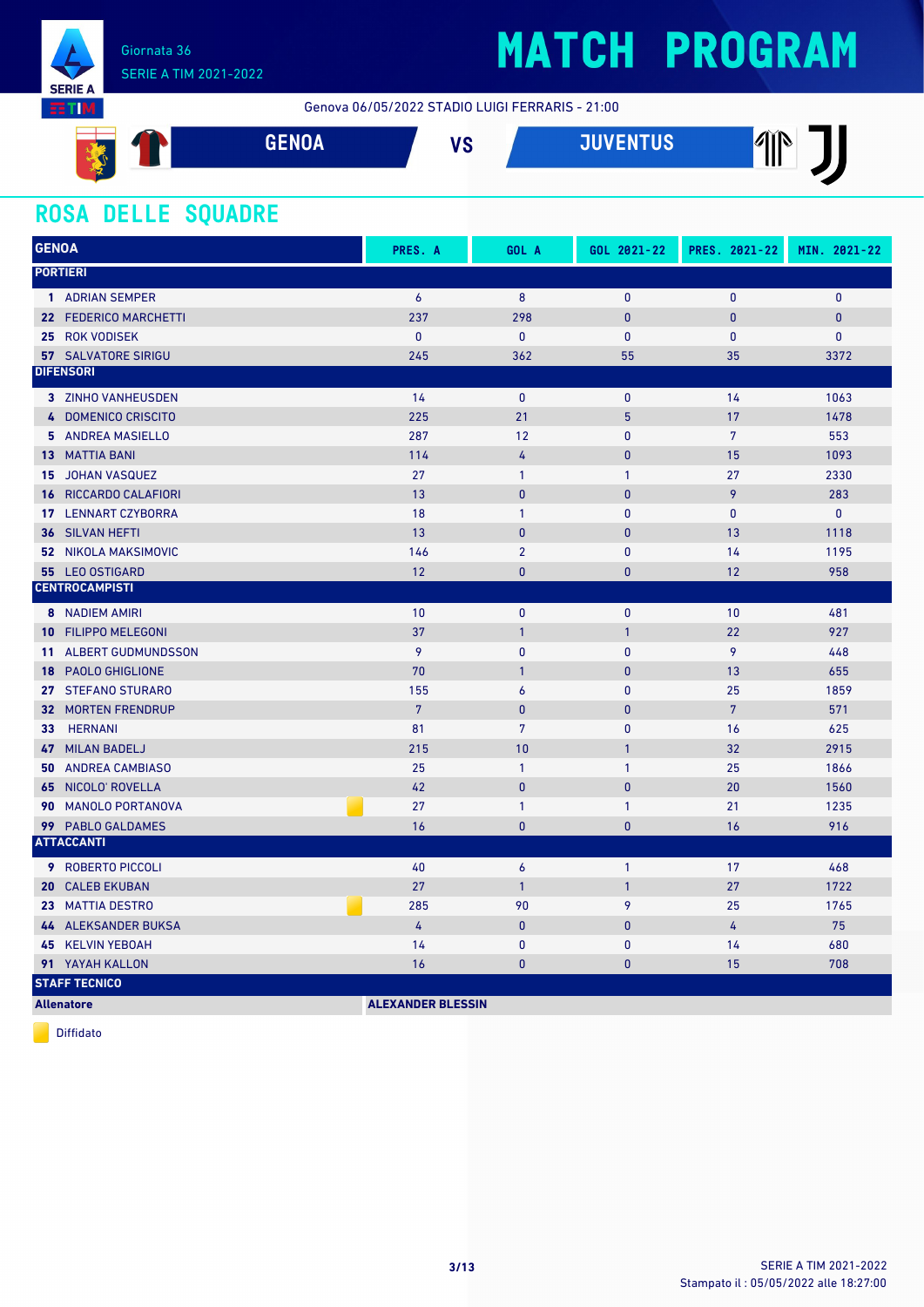Giornata 36
SERIE A TIM 2021-2022

# MATCH PROGRAM

Genova 06/05/2022 STADIO LUIGI FERRARIS - 21:00

**GENOA** VS **JUVENTUS**

## ROSA DELLE SQUADRE

| GENOA | PRES. A | GOL A | GOL 2021-22 | PRES. 2021-22 | MIN. 2021-22 |
|---|---|---|---|---|---|
| **PORTIERI** | | | | | |
| 1 ADRIAN SEMPER | 6 | 8 | 0 | 0 | 0 |
| 22 FEDERICO MARCHETTI | 237 | 298 | 0 | 0 | 0 |
| 25 ROK VODISEK | 0 | 0 | 0 | 0 | 0 |
| 57 SALVATORE SIRIGU | 245 | 362 | 55 | 35 | 3372 |
| **DIFENSORI** | | | | | |
| 3 ZINHO VANHEUSDEN | 14 | 0 | 0 | 14 | 1063 |
| 4 DOMENICO CRISCITO | 225 | 21 | 5 | 17 | 1478 |
| 5 ANDREA MASIELLO | 287 | 12 | 0 | 7 | 553 |
| 13 MATTIA BANI | 114 | 4 | 0 | 15 | 1093 |
| 15 JOHAN VASQUEZ | 27 | 1 | 1 | 27 | 2330 |
| 16 RICCARDO CALAFIORI | 13 | 0 | 0 | 9 | 283 |
| 17 LENNART CZYBORRA | 18 | 1 | 0 | 0 | 0 |
| 36 SILVAN HEFTI | 13 | 0 | 0 | 13 | 1118 |
| 52 NIKOLA MAKSIMOVIC | 146 | 2 | 0 | 14 | 1195 |
| 55 LEO OSTIGARD | 12 | 0 | 0 | 12 | 958 |
| **CENTROCAMPISTI** | | | | | |
| 8 NADIEM AMIRI | 10 | 0 | 0 | 10 | 481 |
| 10 FILIPPO MELEGONI | 37 | 1 | 1 | 22 | 927 |
| 11 ALBERT GUDMUNDSSON | 9 | 0 | 0 | 9 | 448 |
| 18 PAOLO GHIGLIONE | 70 | 1 | 0 | 13 | 655 |
| 27 STEFANO STURARO | 155 | 6 | 0 | 25 | 1859 |
| 32 MORTEN FRENDRUP | 7 | 0 | 0 | 7 | 571 |
| 33 HERNANI | 81 | 7 | 0 | 16 | 625 |
| 47 MILAN BADELJ | 215 | 10 | 1 | 32 | 2915 |
| 50 ANDREA CAMBIASO | 25 | 1 | 1 | 25 | 1866 |
| 65 NICOLO' ROVELLA | 42 | 0 | 0 | 20 | 1560 |
| 90 MANOLO PORTANOVA (Diffidato) | 27 | 1 | 1 | 21 | 1235 |
| 99 PABLO GALDAMES | 16 | 0 | 0 | 16 | 916 |
| **ATTACCANTI** | | | | | |
| 9 ROBERTO PICCOLI | 40 | 6 | 1 | 17 | 468 |
| 20 CALEB EKUBAN | 27 | 1 | 1 | 27 | 1722 |
| 23 MATTIA DESTRO (Diffidato) | 285 | 90 | 9 | 25 | 1765 |
| 44 ALEKSANDER BUKSA | 4 | 0 | 0 | 4 | 75 |
| 45 KELVIN YEBOAH | 14 | 0 | 0 | 14 | 680 |
| 91 YAYAH KALLON | 16 | 0 | 0 | 15 | 708 |
| **STAFF TECNICO** | | | | | |
| **Allenatore** | **ALEXANDER BLESSIN** | | | | |

Diffidato

SERIE A TIM 2021-2022
Stampato il : 05/05/2022 alle 18:27:00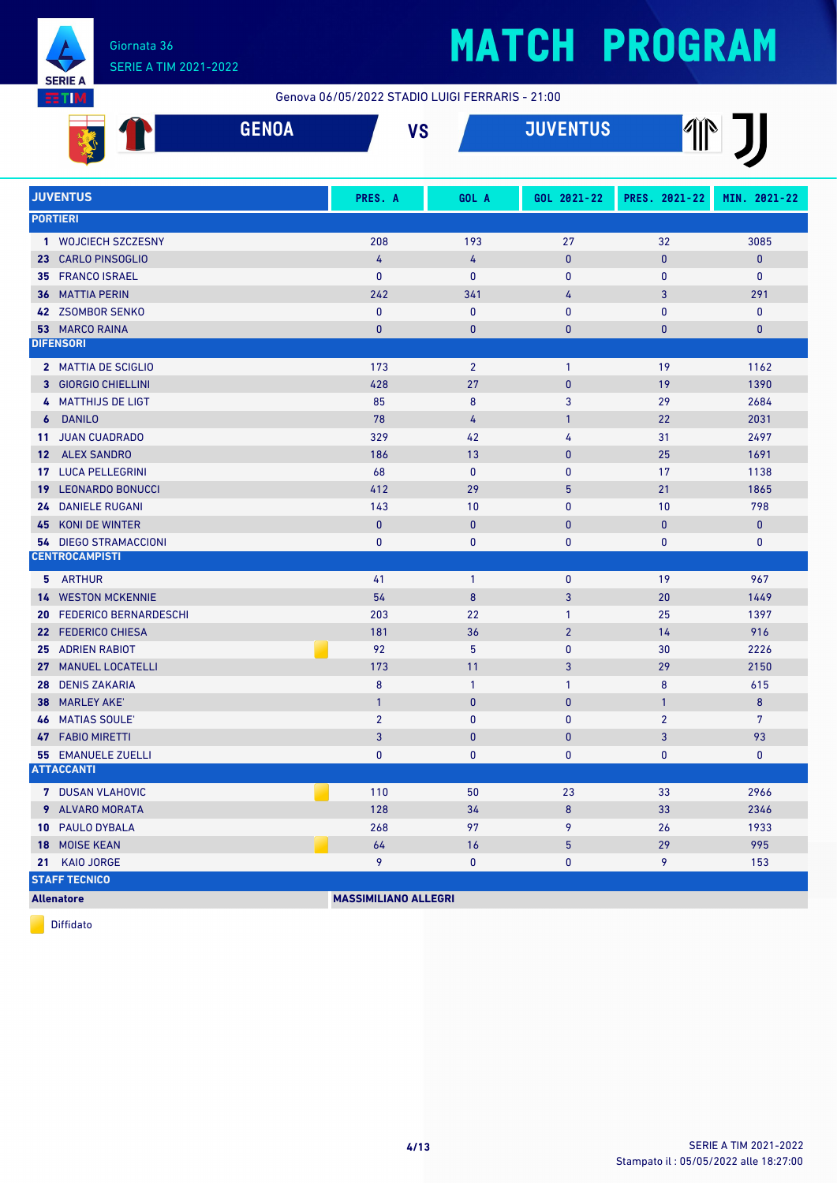Giornata 36
SERIE A TIM 2021-2022

# MATCH PROGRAM

Genova 06/05/2022 STADIO LUIGI FERRARIS - 21:00

## GENOA VS JUVENTUS

| JUVENTUS | PRES. A | GOL A | GOL 2021-22 | PRES. 2021-22 | MIN. 2021-22 |
|---|---|---|---|---|---|
| **PORTIERI** | | | | | |
| **1** WOJCIECH SZCZESNY | 208 | 193 | 27 | 32 | 3085 |
| **23** CARLO PINSOGLIO | 4 | 4 | 0 | 0 | 0 |
| **35** FRANCO ISRAEL | 0 | 0 | 0 | 0 | 0 |
| **36** MATTIA PERIN | 242 | 341 | 4 | 3 | 291 |
| **42** ZSOMBOR SENKO | 0 | 0 | 0 | 0 | 0 |
| **53** MARCO RAINA | 0 | 0 | 0 | 0 | 0 |
| **DIFENSORI** | | | | | |
| **2** MATTIA DE SCIGLIO | 173 | 2 | 1 | 19 | 1162 |
| **3** GIORGIO CHIELLINI | 428 | 27 | 0 | 19 | 1390 |
| **4** MATTHIJS DE LIGT | 85 | 8 | 3 | 29 | 2684 |
| **6** DANILO | 78 | 4 | 1 | 22 | 2031 |
| **11** JUAN CUADRADO | 329 | 42 | 4 | 31 | 2497 |
| **12** ALEX SANDRO | 186 | 13 | 0 | 25 | 1691 |
| **17** LUCA PELLEGRINI | 68 | 0 | 0 | 17 | 1138 |
| **19** LEONARDO BONUCCI | 412 | 29 | 5 | 21 | 1865 |
| **24** DANIELE RUGANI | 143 | 10 | 0 | 10 | 798 |
| **45** KONI DE WINTER | 0 | 0 | 0 | 0 | 0 |
| **54** DIEGO STRAMACCIONI | 0 | 0 | 0 | 0 | 0 |
| **CENTROCAMPISTI** | | | | | |
| **5** ARTHUR | 41 | 1 | 0 | 19 | 967 |
| **14** WESTON MCKENNIE | 54 | 8 | 3 | 20 | 1449 |
| **20** FEDERICO BERNARDESCHI | 203 | 22 | 1 | 25 | 1397 |
| **22** FEDERICO CHIESA | 181 | 36 | 2 | 14 | 916 |
| **25** ADRIEN RABIOT (Diffidato) | 92 | 5 | 0 | 30 | 2226 |
| **27** MANUEL LOCATELLI | 173 | 11 | 3 | 29 | 2150 |
| **28** DENIS ZAKARIA | 8 | 1 | 1 | 8 | 615 |
| **38** MARLEY AKE' | 1 | 0 | 0 | 1 | 8 |
| **46** MATIAS SOULE' | 2 | 0 | 0 | 2 | 7 |
| **47** FABIO MIRETTI | 3 | 0 | 0 | 3 | 93 |
| **55** EMANUELE ZUELLI | 0 | 0 | 0 | 0 | 0 |
| **ATTACCANTI** | | | | | |
| **7** DUSAN VLAHOVIC (Diffidato) | 110 | 50 | 23 | 33 | 2966 |
| **9** ALVARO MORATA | 128 | 34 | 8 | 33 | 2346 |
| **10** PAULO DYBALA | 268 | 97 | 9 | 26 | 1933 |
| **18** MOISE KEAN (Diffidato) | 64 | 16 | 5 | 29 | 995 |
| **21** KAIO JORGE | 9 | 0 | 0 | 9 | 153 |
| **STAFF TECNICO** | | | | | |
| **Allenatore** | **MASSIMILIANO ALLEGRI** | | | | |

Diffidato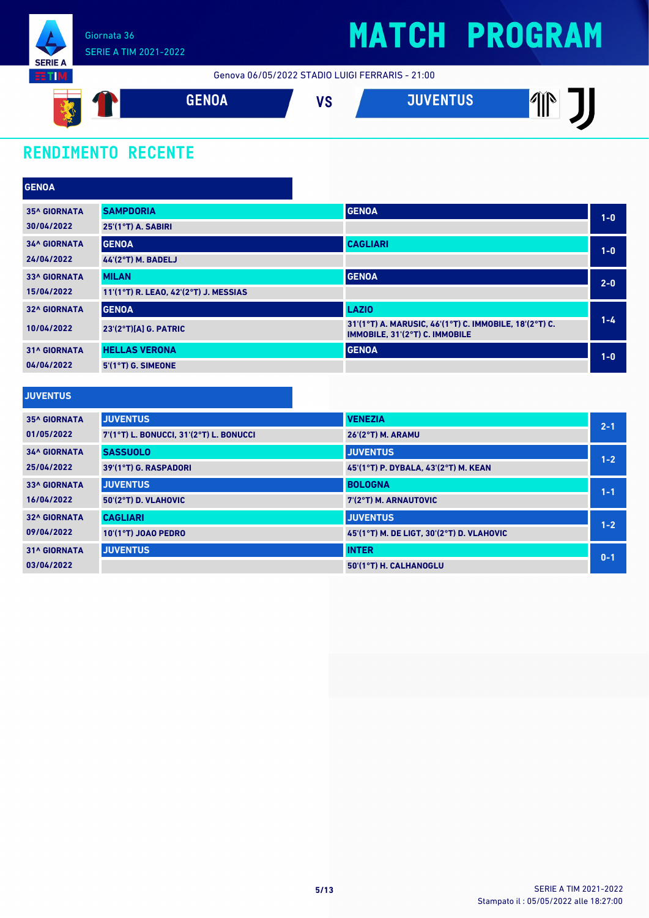Giornata 36
SERIE A TIM 2021-2022

# MATCH PROGRAM

Genova 06/05/2022 STADIO LUIGI FERRARIS - 21:00

**GENOA** VS **JUVENTUS**

## RENDIMENTO RECENTE

### GENOA

| Giornata | Casa | Ospite | Risultato |
|---|---|---|---|
| 35^ GIORNATA 30/04/2022 | **SAMPDORIA** 25'(1°T) A. SABIRI | **GENOA** | 1-0 |
| 34^ GIORNATA 24/04/2022 | **GENOA** 44'(2°T) M. BADELJ | **CAGLIARI** | 1-0 |
| 33^ GIORNATA 15/04/2022 | **MILAN** 11'(1°T) R. LEAO, 42'(2°T) J. MESSIAS | **GENOA** | 2-0 |
| 32^ GIORNATA 10/04/2022 | **GENOA** 23'(2°T)[A] G. PATRIC | **LAZIO** 31'(1°T) A. MARUSIC, 46'(1°T) C. IMMOBILE, 18'(2°T) C. IMMOBILE, 31'(2°T) C. IMMOBILE | 1-4 |
| 31^ GIORNATA 04/04/2022 | **HELLAS VERONA** 5'(1°T) G. SIMEONE | **GENOA** | 1-0 |

### JUVENTUS

| Giornata | Casa | Ospite | Risultato |
|---|---|---|---|
| 35^ GIORNATA 01/05/2022 | **JUVENTUS** 7'(1°T) L. BONUCCI, 31'(2°T) L. BONUCCI | **VENEZIA** 26'(2°T) M. ARAMU | 2-1 |
| 34^ GIORNATA 25/04/2022 | **SASSUOLO** 39'(1°T) G. RASPADORI | **JUVENTUS** 45'(1°T) P. DYBALA, 43'(2°T) M. KEAN | 1-2 |
| 33^ GIORNATA 16/04/2022 | **JUVENTUS** 50'(2°T) D. VLAHOVIC | **BOLOGNA** 7'(2°T) M. ARNAUTOVIC | 1-1 |
| 32^ GIORNATA 09/04/2022 | **CAGLIARI** 10'(1°T) JOAO PEDRO | **JUVENTUS** 45'(1°T) M. DE LIGT, 30'(2°T) D. VLAHOVIC | 1-2 |
| 31^ GIORNATA 03/04/2022 | **JUVENTUS** | **INTER** 50'(1°T) H. CALHANOGLU | 0-1 |

SERIE A TIM 2021-2022
Stampato il : 05/05/2022 alle 18:27:00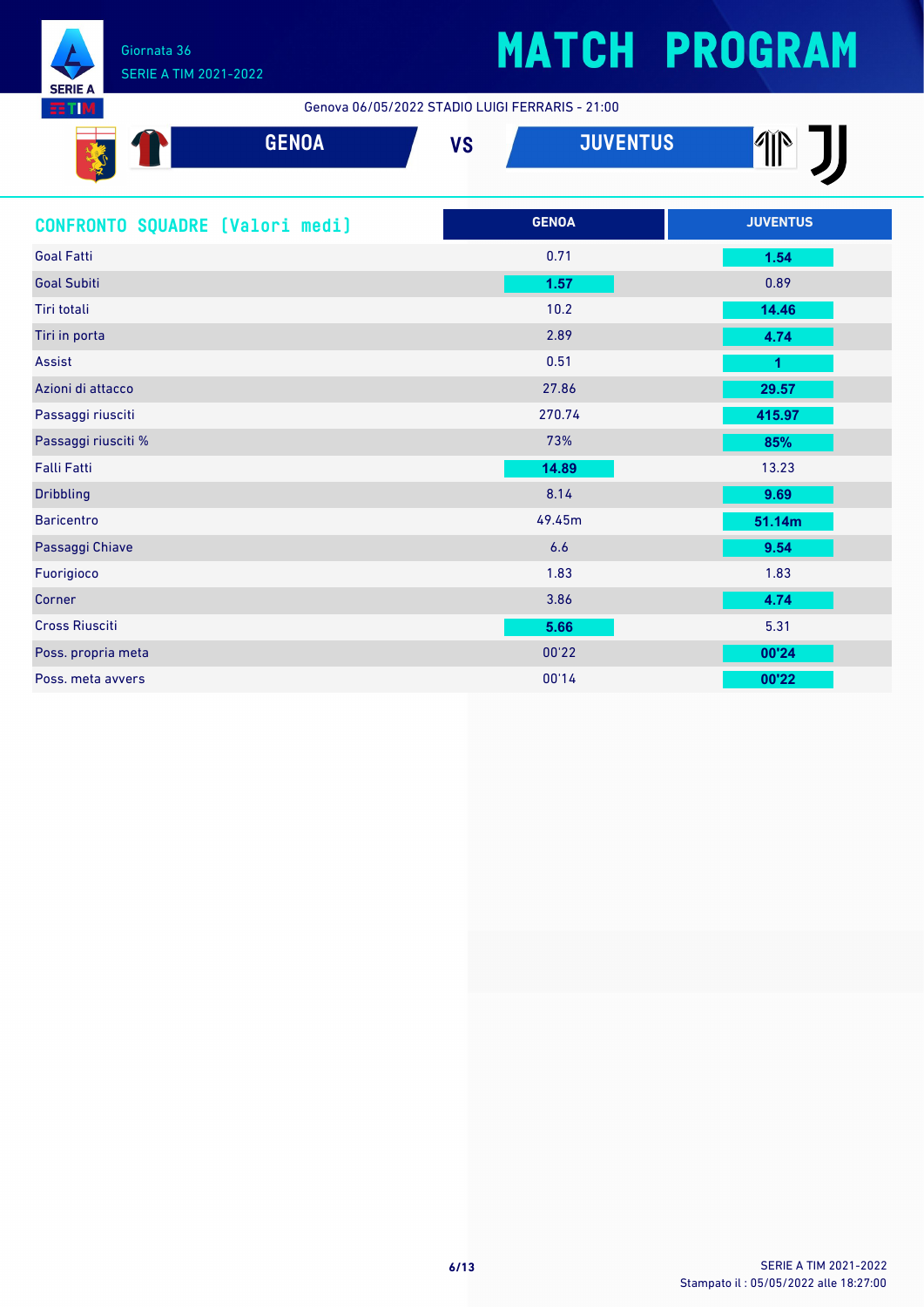Giornata 36
SERIE A TIM 2021-2022

# MATCH PROGRAM

Genova 06/05/2022 STADIO LUIGI FERRARIS - 21:00

**GENOA** VS **JUVENTUS**

## CONFRONTO SQUADRE [Valori medi]

| | GENOA | JUVENTUS |
|---|---|---|
| Goal Fatti | 0.71 | **1.54** |
| Goal Subiti | **1.57** | 0.89 |
| Tiri totali | 10.2 | **14.46** |
| Tiri in porta | 2.89 | **4.74** |
| Assist | 0.51 | **1** |
| Azioni di attacco | 27.86 | **29.57** |
| Passaggi riusciti | 270.74 | **415.97** |
| Passaggi riusciti % | 73% | **85%** |
| Falli Fatti | **14.89** | 13.23 |
| Dribbling | 8.14 | **9.69** |
| Baricentro | 49.45m | **51.14m** |
| Passaggi Chiave | 6.6 | **9.54** |
| Fuorigioco | 1.83 | 1.83 |
| Corner | 3.86 | **4.74** |
| Cross Riusciti | **5.66** | 5.31 |
| Poss. propria meta | 00'22 | **00'24** |
| Poss. meta avvers | 00'14 | **00'22** |

SERIE A TIM 2021-2022
Stampato il : 05/05/2022 alle 18:27:00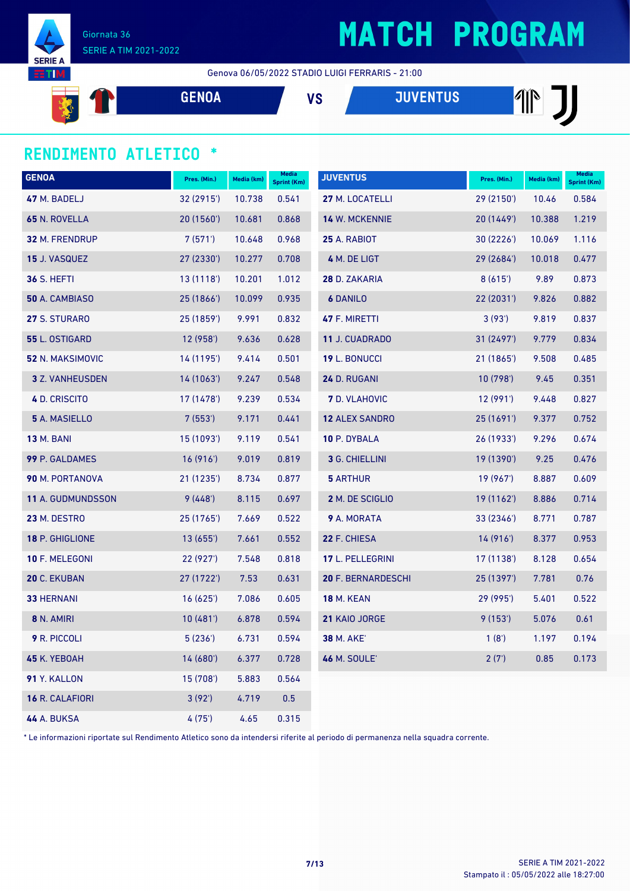# MATCH PROGRAM

Giornata 36
SERIE A TIM 2021-2022

Genova 06/05/2022 STADIO LUIGI FERRARIS - 21:00

**GENOA** VS **JUVENTUS**

## RENDIMENTO ATLETICO *

| GENOA | Pres. (Min.) | Media (km) | Media Sprint (Km) |
|---|---|---|---|
| **47** M. BADELJ | 32 (2915') | 10.738 | 0.541 |
| **65** N. ROVELLA | 20 (1560') | 10.681 | 0.868 |
| **32** M. FRENDRUP | 7 (571') | 10.648 | 0.968 |
| **15** J. VASQUEZ | 27 (2330') | 10.277 | 0.708 |
| **36** S. HEFTI | 13 (1118') | 10.201 | 1.012 |
| **50** A. CAMBIASO | 25 (1866') | 10.099 | 0.935 |
| **27** S. STURARO | 25 (1859') | 9.991 | 0.832 |
| **55** L. OSTIGARD | 12 (958') | 9.636 | 0.628 |
| **52** N. MAKSIMOVIC | 14 (1195') | 9.414 | 0.501 |
| **3** Z. VANHEUSDEN | 14 (1063') | 9.247 | 0.548 |
| **4** D. CRISCITO | 17 (1478') | 9.239 | 0.534 |
| **5** A. MASIELLO | 7 (553') | 9.171 | 0.441 |
| **13** M. BANI | 15 (1093') | 9.119 | 0.541 |
| **99** P. GALDAMES | 16 (916') | 9.019 | 0.819 |
| **90** M. PORTANOVA | 21 (1235') | 8.734 | 0.877 |
| **11** A. GUDMUNDSSON | 9 (448') | 8.115 | 0.697 |
| **23** M. DESTRO | 25 (1765') | 7.669 | 0.522 |
| **18** P. GHIGLIONE | 13 (655') | 7.661 | 0.552 |
| **10** F. MELEGONI | 22 (927') | 7.548 | 0.818 |
| **20** C. EKUBAN | 27 (1722') | 7.53 | 0.631 |
| **33** HERNANI | 16 (625') | 7.086 | 0.605 |
| **8** N. AMIRI | 10 (481') | 6.878 | 0.594 |
| **9** R. PICCOLI | 5 (236') | 6.731 | 0.594 |
| **45** K. YEBOAH | 14 (680') | 6.377 | 0.728 |
| **91** Y. KALLON | 15 (708') | 5.883 | 0.564 |
| **16** R. CALAFIORI | 3 (92') | 4.719 | 0.5 |
| **44** A. BUKSA | 4 (75') | 4.65 | 0.315 |

| JUVENTUS | Pres. (Min.) | Media (km) | Media Sprint (Km) |
|---|---|---|---|
| **27** M. LOCATELLI | 29 (2150') | 10.46 | 0.584 |
| **14** W. MCKENNIE | 20 (1449') | 10.388 | 1.219 |
| **25** A. RABIOT | 30 (2226') | 10.069 | 1.116 |
| **4** M. DE LIGT | 29 (2684') | 10.018 | 0.477 |
| **28** D. ZAKARIA | 8 (615') | 9.89 | 0.873 |
| **6** DANILO | 22 (2031') | 9.826 | 0.882 |
| **47** F. MIRETTI | 3 (93') | 9.819 | 0.837 |
| **11** J. CUADRADO | 31 (2497') | 9.779 | 0.834 |
| **19** L. BONUCCI | 21 (1865') | 9.508 | 0.485 |
| **24** D. RUGANI | 10 (798') | 9.45 | 0.351 |
| **7** D. VLAHOVIC | 12 (991') | 9.448 | 0.827 |
| **12** ALEX SANDRO | 25 (1691') | 9.377 | 0.752 |
| **10** P. DYBALA | 26 (1933') | 9.296 | 0.674 |
| **3** G. CHIELLINI | 19 (1390') | 9.25 | 0.476 |
| **5** ARTHUR | 19 (967') | 8.887 | 0.609 |
| **2** M. DE SCIGLIO | 19 (1162') | 8.886 | 0.714 |
| **9** A. MORATA | 33 (2346') | 8.771 | 0.787 |
| **22** F. CHIESA | 14 (916') | 8.377 | 0.953 |
| **17** L. PELLEGRINI | 17 (1138') | 8.128 | 0.654 |
| **20** F. BERNARDESCHI | 25 (1397') | 7.781 | 0.76 |
| **18** M. KEAN | 29 (995') | 5.401 | 0.522 |
| **21** KAIO JORGE | 9 (153') | 5.076 | 0.61 |
| **38** M. AKE' | 1 (8') | 1.197 | 0.194 |
| **46** M. SOULE' | 2 (7') | 0.85 | 0.173 |

* Le informazioni riportate sul Rendimento Atletico sono da intendersi riferite al periodo di permanenza nella squadra corrente.

Stampato il : 05/05/2022 alle 18:27:00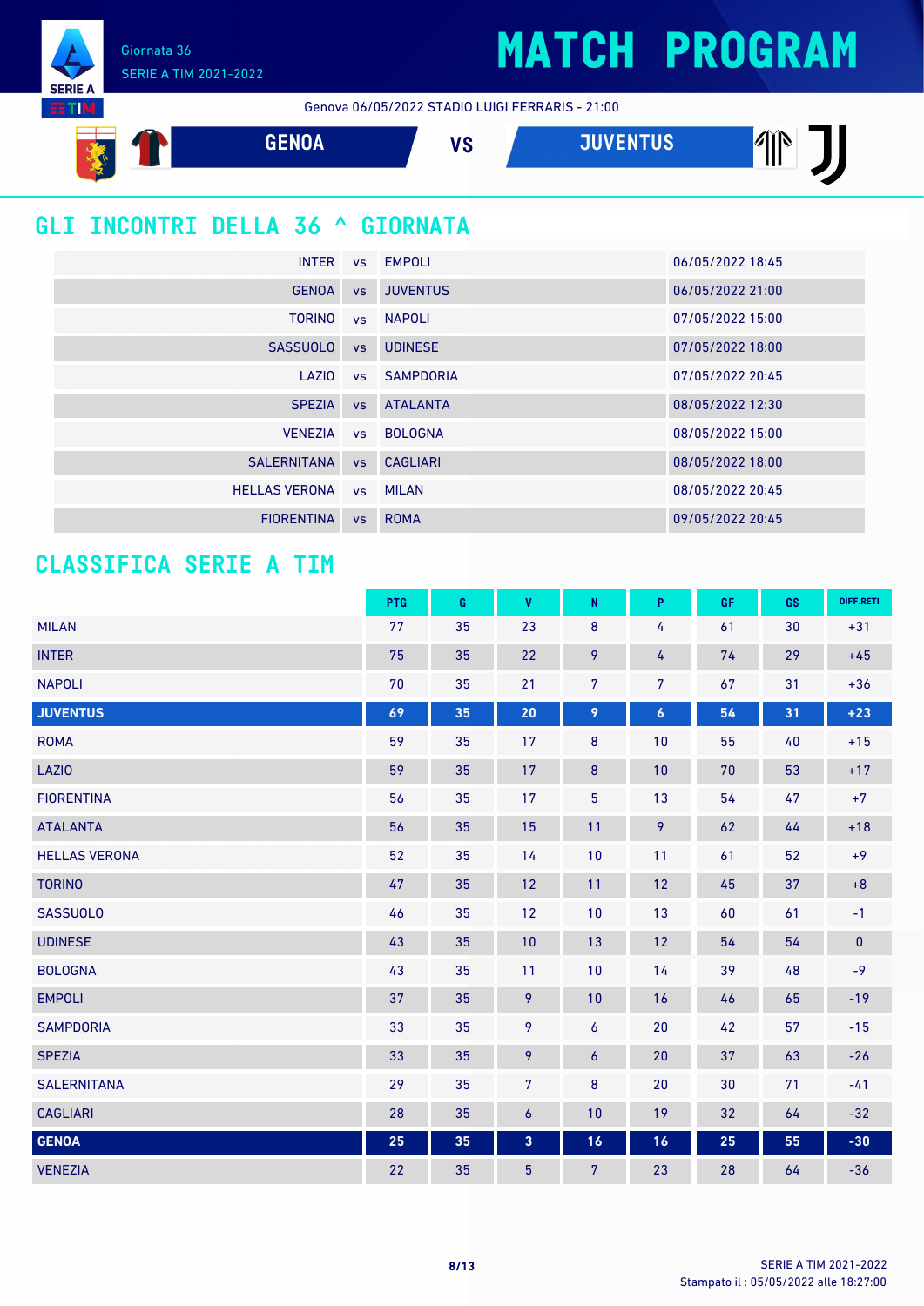Giornata 36
SERIE A TIM 2021-2022

# MATCH PROGRAM

Genova 06/05/2022 STADIO LUIGI FERRARIS - 21:00

GENOA VS JUVENTUS

## GLI INCONTRI DELLA 36 ^ GIORNATA

| | | | |
|---|---|---|---|
| INTER | vs | EMPOLI | 06/05/2022 18:45 |
| GENOA | vs | JUVENTUS | 06/05/2022 21:00 |
| TORINO | vs | NAPOLI | 07/05/2022 15:00 |
| SASSUOLO | vs | UDINESE | 07/05/2022 18:00 |
| LAZIO | vs | SAMPDORIA | 07/05/2022 20:45 |
| SPEZIA | vs | ATALANTA | 08/05/2022 12:30 |
| VENEZIA | vs | BOLOGNA | 08/05/2022 15:00 |
| SALERNITANA | vs | CAGLIARI | 08/05/2022 18:00 |
| HELLAS VERONA | vs | MILAN | 08/05/2022 20:45 |
| FIORENTINA | vs | ROMA | 09/05/2022 20:45 |

## CLASSIFICA SERIE A TIM

| | PTG | G | V | N | P | GF | GS | DIFF.RETI |
|---|---|---|---|---|---|---|---|---|
| MILAN | 77 | 35 | 23 | 8 | 4 | 61 | 30 | +31 |
| INTER | 75 | 35 | 22 | 9 | 4 | 74 | 29 | +45 |
| NAPOLI | 70 | 35 | 21 | 7 | 7 | 67 | 31 | +36 |
| **JUVENTUS** | **69** | **35** | **20** | **9** | **6** | **54** | **31** | **+23** |
| ROMA | 59 | 35 | 17 | 8 | 10 | 55 | 40 | +15 |
| LAZIO | 59 | 35 | 17 | 8 | 10 | 70 | 53 | +17 |
| FIORENTINA | 56 | 35 | 17 | 5 | 13 | 54 | 47 | +7 |
| ATALANTA | 56 | 35 | 15 | 11 | 9 | 62 | 44 | +18 |
| HELLAS VERONA | 52 | 35 | 14 | 10 | 11 | 61 | 52 | +9 |
| TORINO | 47 | 35 | 12 | 11 | 12 | 45 | 37 | +8 |
| SASSUOLO | 46 | 35 | 12 | 10 | 13 | 60 | 61 | -1 |
| UDINESE | 43 | 35 | 10 | 13 | 12 | 54 | 54 | 0 |
| BOLOGNA | 43 | 35 | 11 | 10 | 14 | 39 | 48 | -9 |
| EMPOLI | 37 | 35 | 9 | 10 | 16 | 46 | 65 | -19 |
| SAMPDORIA | 33 | 35 | 9 | 6 | 20 | 42 | 57 | -15 |
| SPEZIA | 33 | 35 | 9 | 6 | 20 | 37 | 63 | -26 |
| SALERNITANA | 29 | 35 | 7 | 8 | 20 | 30 | 71 | -41 |
| CAGLIARI | 28 | 35 | 6 | 10 | 19 | 32 | 64 | -32 |
| **GENOA** | **25** | **35** | **3** | **16** | **16** | **25** | **55** | **-30** |
| VENEZIA | 22 | 35 | 5 | 7 | 23 | 28 | 64 | -36 |

SERIE A TIM 2021-2022
Stampato il : 05/05/2022 alle 18:27:00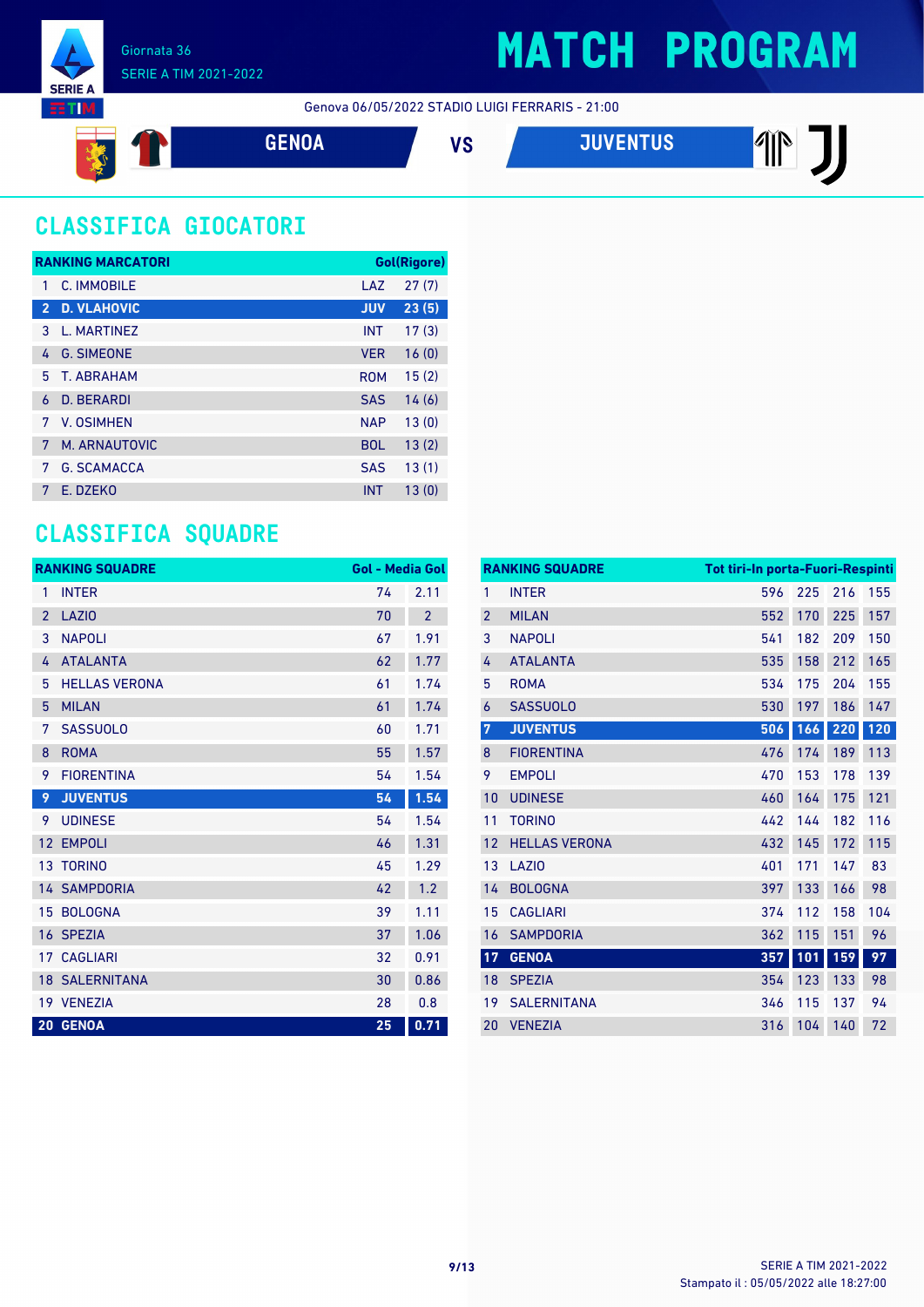Giornata 36
SERIE A TIM 2021-2022

# MATCH PROGRAM

Genova 06/05/2022 STADIO LUIGI FERRARIS - 21:00

**GENOA** VS **JUVENTUS**

## CLASSIFICA GIOCATORI

| RANKING MARCATORI | | | Gol(Rigore) |
|---|---|---|---|
| 1 | C. IMMOBILE | LAZ | 27 (7) |
| 2 | D. VLAHOVIC | JUV | 23 (5) |
| 3 | L. MARTINEZ | INT | 17 (3) |
| 4 | G. SIMEONE | VER | 16 (0) |
| 5 | T. ABRAHAM | ROM | 15 (2) |
| 6 | D. BERARDI | SAS | 14 (6) |
| 7 | V. OSIMHEN | NAP | 13 (0) |
| 7 | M. ARNAUTOVIC | BOL | 13 (2) |
| 7 | G. SCAMACCA | SAS | 13 (1) |
| 7 | E. DZEKO | INT | 13 (0) |

## CLASSIFICA SQUADRE

| RANKING SQUADRE | | Gol | Media Gol |
|---|---|---|---|
| 1 | INTER | 74 | 2.11 |
| 2 | LAZIO | 70 | 2 |
| 3 | NAPOLI | 67 | 1.91 |
| 4 | ATALANTA | 62 | 1.77 |
| 5 | HELLAS VERONA | 61 | 1.74 |
| 5 | MILAN | 61 | 1.74 |
| 7 | SASSUOLO | 60 | 1.71 |
| 8 | ROMA | 55 | 1.57 |
| 9 | FIORENTINA | 54 | 1.54 |
| 9 | JUVENTUS | 54 | 1.54 |
| 9 | UDINESE | 54 | 1.54 |
| 12 | EMPOLI | 46 | 1.31 |
| 13 | TORINO | 45 | 1.29 |
| 14 | SAMPDORIA | 42 | 1.2 |
| 15 | BOLOGNA | 39 | 1.11 |
| 16 | SPEZIA | 37 | 1.06 |
| 17 | CAGLIARI | 32 | 0.91 |
| 18 | SALERNITANA | 30 | 0.86 |
| 19 | VENEZIA | 28 | 0.8 |
| 20 | GENOA | 25 | 0.71 |

| RANKING SQUADRE | | Tot tiri | In porta | Fuori | Respinti |
|---|---|---|---|---|---|
| 1 | INTER | 596 | 225 | 216 | 155 |
| 2 | MILAN | 552 | 170 | 225 | 157 |
| 3 | NAPOLI | 541 | 182 | 209 | 150 |
| 4 | ATALANTA | 535 | 158 | 212 | 165 |
| 5 | ROMA | 534 | 175 | 204 | 155 |
| 6 | SASSUOLO | 530 | 197 | 186 | 147 |
| 7 | JUVENTUS | 506 | 166 | 220 | 120 |
| 8 | FIORENTINA | 476 | 174 | 189 | 113 |
| 9 | EMPOLI | 470 | 153 | 178 | 139 |
| 10 | UDINESE | 460 | 164 | 175 | 121 |
| 11 | TORINO | 442 | 144 | 182 | 116 |
| 12 | HELLAS VERONA | 432 | 145 | 172 | 115 |
| 13 | LAZIO | 401 | 171 | 147 | 83 |
| 14 | BOLOGNA | 397 | 133 | 166 | 98 |
| 15 | CAGLIARI | 374 | 112 | 158 | 104 |
| 16 | SAMPDORIA | 362 | 115 | 151 | 96 |
| 17 | GENOA | 357 | 101 | 159 | 97 |
| 18 | SPEZIA | 354 | 123 | 133 | 98 |
| 19 | SALERNITANA | 346 | 115 | 137 | 94 |
| 20 | VENEZIA | 316 | 104 | 140 | 72 |

Stampato il : 05/05/2022 alle 18:27:00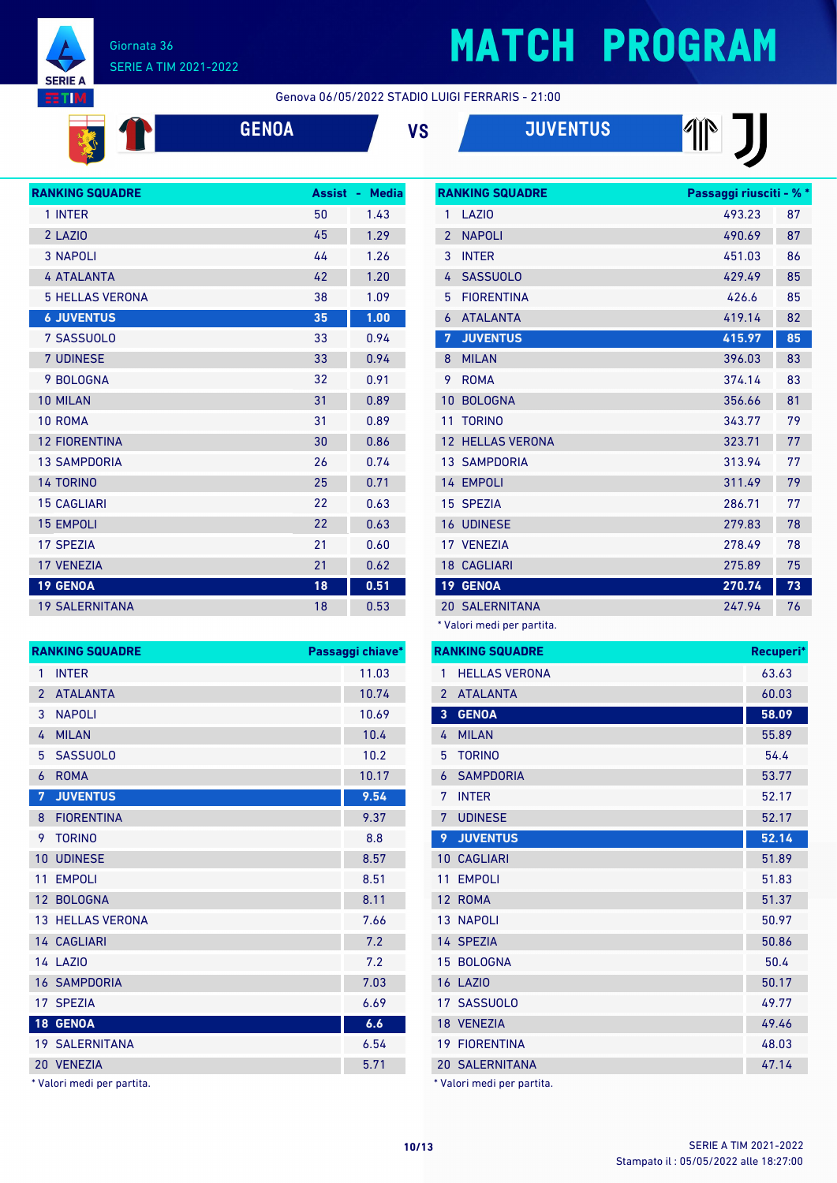Giornata 36
SERIE A TIM 2021-2022

# MATCH PROGRAM

Genova 06/05/2022 STADIO LUIGI FERRARIS - 21:00

## GENOA VS JUVENTUS

| RANKING SQUADRE | Assist | Media |
|---|---|---|
| 1 INTER | 50 | 1.43 |
| 2 LAZIO | 45 | 1.29 |
| 3 NAPOLI | 44 | 1.26 |
| 4 ATALANTA | 42 | 1.20 |
| 5 HELLAS VERONA | 38 | 1.09 |
| **6 JUVENTUS** | **35** | **1.00** |
| 7 SASSUOLO | 33 | 0.94 |
| 7 UDINESE | 33 | 0.94 |
| 9 BOLOGNA | 32 | 0.91 |
| 10 MILAN | 31 | 0.89 |
| 10 ROMA | 31 | 0.89 |
| 12 FIORENTINA | 30 | 0.86 |
| 13 SAMPDORIA | 26 | 0.74 |
| 14 TORINO | 25 | 0.71 |
| 15 CAGLIARI | 22 | 0.63 |
| 15 EMPOLI | 22 | 0.63 |
| 17 SPEZIA | 21 | 0.60 |
| 17 VENEZIA | 21 | 0.62 |
| **19 GENOA** | **18** | **0.51** |
| 19 SALERNITANA | 18 | 0.53 |

| RANKING SQUADRE | Passaggi riusciti - % * | |
|---|---|---|
| 1 LAZIO | 493.23 | 87 |
| 2 NAPOLI | 490.69 | 87 |
| 3 INTER | 451.03 | 86 |
| 4 SASSUOLO | 429.49 | 85 |
| 5 FIORENTINA | 426.6 | 85 |
| 6 ATALANTA | 419.14 | 82 |
| **7 JUVENTUS** | **415.97** | **85** |
| 8 MILAN | 396.03 | 83 |
| 9 ROMA | 374.14 | 83 |
| 10 BOLOGNA | 356.66 | 81 |
| 11 TORINO | 343.77 | 79 |
| 12 HELLAS VERONA | 323.71 | 77 |
| 13 SAMPDORIA | 313.94 | 77 |
| 14 EMPOLI | 311.49 | 79 |
| 15 SPEZIA | 286.71 | 77 |
| 16 UDINESE | 279.83 | 78 |
| 17 VENEZIA | 278.49 | 78 |
| 18 CAGLIARI | 275.89 | 75 |
| **19 GENOA** | **270.74** | **73** |
| 20 SALERNITANA | 247.94 | 76 |

\* Valori medi per partita.

| RANKING SQUADRE | Passaggi chiave* |
|---|---|
| 1 INTER | 11.03 |
| 2 ATALANTA | 10.74 |
| 3 NAPOLI | 10.69 |
| 4 MILAN | 10.4 |
| 5 SASSUOLO | 10.2 |
| 6 ROMA | 10.17 |
| **7 JUVENTUS** | **9.54** |
| 8 FIORENTINA | 9.37 |
| 9 TORINO | 8.8 |
| 10 UDINESE | 8.57 |
| 11 EMPOLI | 8.51 |
| 12 BOLOGNA | 8.11 |
| 13 HELLAS VERONA | 7.66 |
| 14 CAGLIARI | 7.2 |
| 14 LAZIO | 7.2 |
| 16 SAMPDORIA | 7.03 |
| 17 SPEZIA | 6.69 |
| **18 GENOA** | **6.6** |
| 19 SALERNITANA | 6.54 |
| 20 VENEZIA | 5.71 |

\* Valori medi per partita.

| RANKING SQUADRE | Recuperi* |
|---|---|
| 1 HELLAS VERONA | 63.63 |
| 2 ATALANTA | 60.03 |
| **3 GENOA** | **58.09** |
| 4 MILAN | 55.89 |
| 5 TORINO | 54.4 |
| 6 SAMPDORIA | 53.77 |
| 7 INTER | 52.17 |
| 7 UDINESE | 52.17 |
| **9 JUVENTUS** | **52.14** |
| 10 CAGLIARI | 51.89 |
| 11 EMPOLI | 51.83 |
| 12 ROMA | 51.37 |
| 13 NAPOLI | 50.97 |
| 14 SPEZIA | 50.86 |
| 15 BOLOGNA | 50.4 |
| 16 LAZIO | 50.17 |
| 17 SASSUOLO | 49.77 |
| 18 VENEZIA | 49.46 |
| 19 FIORENTINA | 48.03 |
| 20 SALERNITANA | 47.14 |

\* Valori medi per partita.

Stampato il : 05/05/2022 alle 18:27:00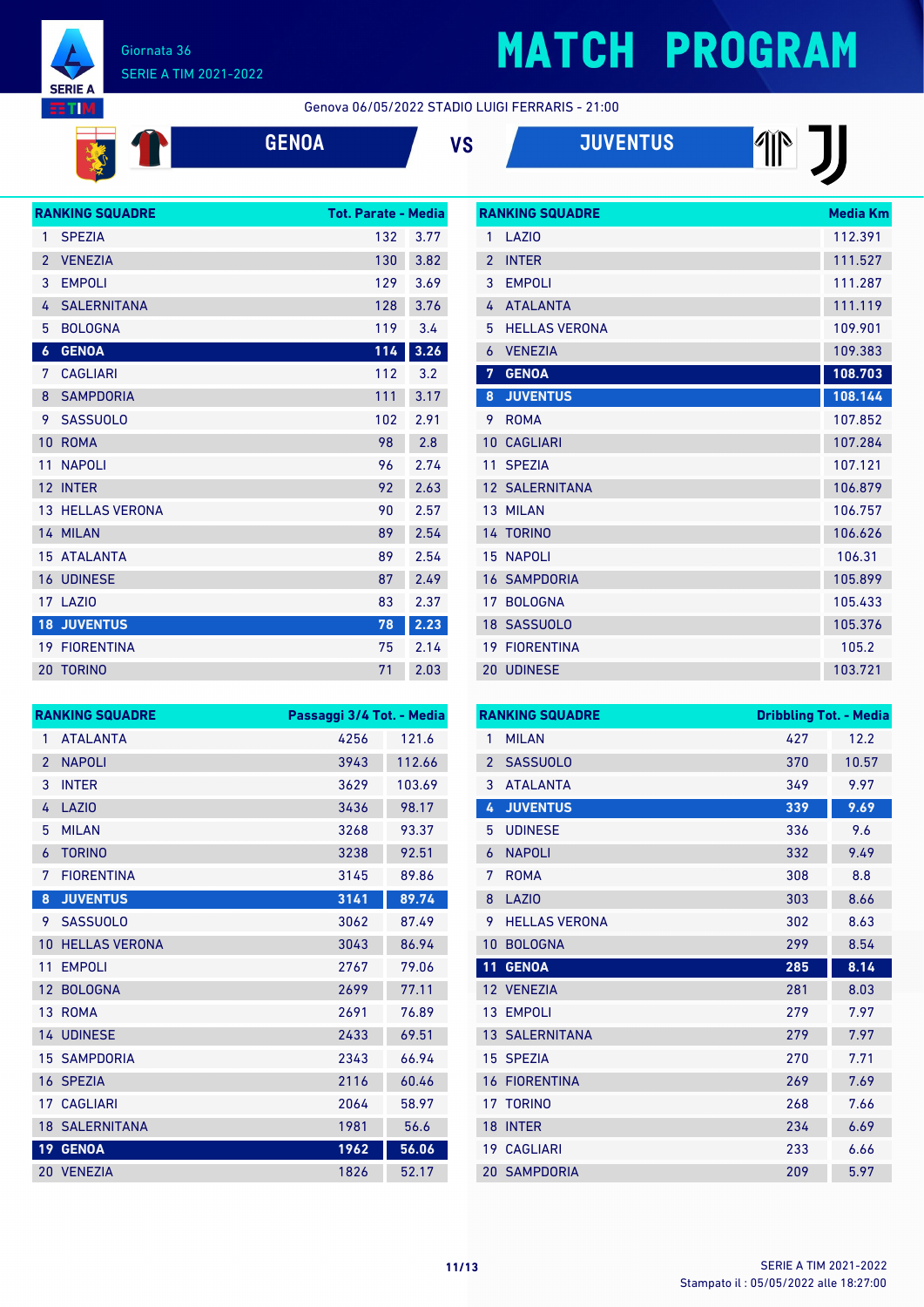# MATCH PROGRAM

Giornata 36
SERIE A TIM 2021-2022

Genova 06/05/2022 STADIO LUIGI FERRARIS - 21:00

**GENOA** VS **JUVENTUS**

| RANKING SQUADRE | | Tot. Parate | Media |
|---|---|---|---|
| 1 | SPEZIA | 132 | 3.77 |
| 2 | VENEZIA | 130 | 3.82 |
| 3 | EMPOLI | 129 | 3.69 |
| 4 | SALERNITANA | 128 | 3.76 |
| 5 | BOLOGNA | 119 | 3.4 |
| **6** | **GENOA** | **114** | **3.26** |
| 7 | CAGLIARI | 112 | 3.2 |
| 8 | SAMPDORIA | 111 | 3.17 |
| 9 | SASSUOLO | 102 | 2.91 |
| 10 | ROMA | 98 | 2.8 |
| 11 | NAPOLI | 96 | 2.74 |
| 12 | INTER | 92 | 2.63 |
| 13 | HELLAS VERONA | 90 | 2.57 |
| 14 | MILAN | 89 | 2.54 |
| 15 | ATALANTA | 89 | 2.54 |
| 16 | UDINESE | 87 | 2.49 |
| 17 | LAZIO | 83 | 2.37 |
| **18** | **JUVENTUS** | **78** | **2.23** |
| 19 | FIORENTINA | 75 | 2.14 |
| 20 | TORINO | 71 | 2.03 |

| RANKING SQUADRE | | Media Km |
|---|---|---|
| 1 | LAZIO | 112.391 |
| 2 | INTER | 111.527 |
| 3 | EMPOLI | 111.287 |
| 4 | ATALANTA | 111.119 |
| 5 | HELLAS VERONA | 109.901 |
| 6 | VENEZIA | 109.383 |
| **7** | **GENOA** | **108.703** |
| **8** | **JUVENTUS** | **108.144** |
| 9 | ROMA | 107.852 |
| 10 | CAGLIARI | 107.284 |
| 11 | SPEZIA | 107.121 |
| 12 | SALERNITANA | 106.879 |
| 13 | MILAN | 106.757 |
| 14 | TORINO | 106.626 |
| 15 | NAPOLI | 106.31 |
| 16 | SAMPDORIA | 105.899 |
| 17 | BOLOGNA | 105.433 |
| 18 | SASSUOLO | 105.376 |
| 19 | FIORENTINA | 105.2 |
| 20 | UDINESE | 103.721 |

| RANKING SQUADRE | | Passaggi 3/4 Tot. | Media |
|---|---|---|---|
| 1 | ATALANTA | 4256 | 121.6 |
| 2 | NAPOLI | 3943 | 112.66 |
| 3 | INTER | 3629 | 103.69 |
| 4 | LAZIO | 3436 | 98.17 |
| 5 | MILAN | 3268 | 93.37 |
| 6 | TORINO | 3238 | 92.51 |
| 7 | FIORENTINA | 3145 | 89.86 |
| **8** | **JUVENTUS** | **3141** | **89.74** |
| 9 | SASSUOLO | 3062 | 87.49 |
| 10 | HELLAS VERONA | 3043 | 86.94 |
| 11 | EMPOLI | 2767 | 79.06 |
| 12 | BOLOGNA | 2699 | 77.11 |
| 13 | ROMA | 2691 | 76.89 |
| 14 | UDINESE | 2433 | 69.51 |
| 15 | SAMPDORIA | 2343 | 66.94 |
| 16 | SPEZIA | 2116 | 60.46 |
| 17 | CAGLIARI | 2064 | 58.97 |
| 18 | SALERNITANA | 1981 | 56.6 |
| **19** | **GENOA** | **1962** | **56.06** |
| 20 | VENEZIA | 1826 | 52.17 |

| RANKING SQUADRE | | Dribbling Tot. | Media |
|---|---|---|---|
| 1 | MILAN | 427 | 12.2 |
| 2 | SASSUOLO | 370 | 10.57 |
| 3 | ATALANTA | 349 | 9.97 |
| **4** | **JUVENTUS** | **339** | **9.69** |
| 5 | UDINESE | 336 | 9.6 |
| 6 | NAPOLI | 332 | 9.49 |
| 7 | ROMA | 308 | 8.8 |
| 8 | LAZIO | 303 | 8.66 |
| 9 | HELLAS VERONA | 302 | 8.63 |
| 10 | BOLOGNA | 299 | 8.54 |
| **11** | **GENOA** | **285** | **8.14** |
| 12 | VENEZIA | 281 | 8.03 |
| 13 | EMPOLI | 279 | 7.97 |
| 13 | SALERNITANA | 279 | 7.97 |
| 15 | SPEZIA | 270 | 7.71 |
| 16 | FIORENTINA | 269 | 7.69 |
| 17 | TORINO | 268 | 7.66 |
| 18 | INTER | 234 | 6.69 |
| 19 | CAGLIARI | 233 | 6.66 |
| 20 | SAMPDORIA | 209 | 5.97 |

Stampato il : 05/05/2022 alle 18:27:00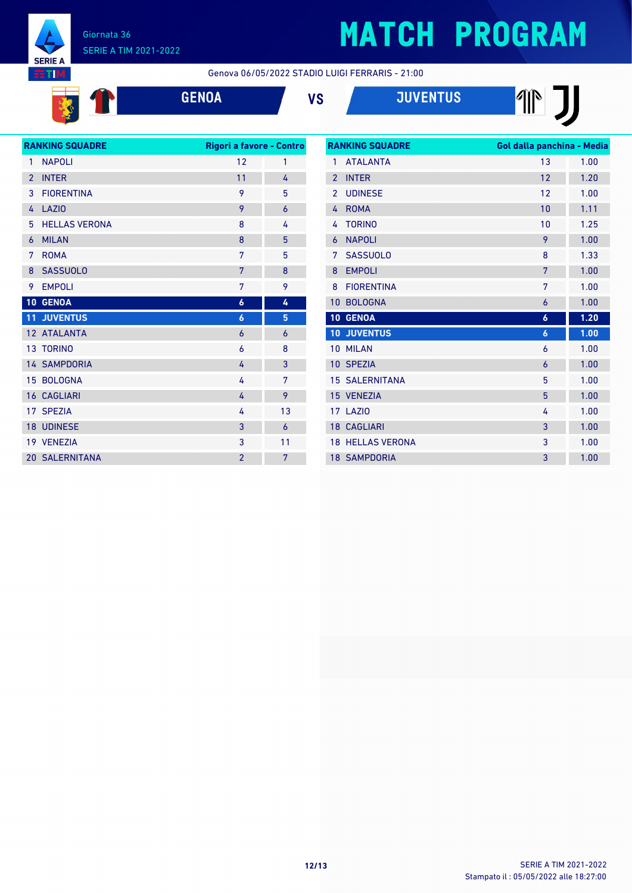Giornata 36

SERIE A TIM 2021-2022

# MATCH PROGRAM

Genova 06/05/2022 STADIO LUIGI FERRARIS - 21:00

**GENOA** VS **JUVENTUS**

| RANKING SQUADRE | | Rigori a favore | Contro |
|---|---|---|---|
| 1 | NAPOLI | 12 | 1 |
| 2 | INTER | 11 | 4 |
| 3 | FIORENTINA | 9 | 5 |
| 4 | LAZIO | 9 | 6 |
| 5 | HELLAS VERONA | 8 | 4 |
| 6 | MILAN | 8 | 5 |
| 7 | ROMA | 7 | 5 |
| 8 | SASSUOLO | 7 | 8 |
| 9 | EMPOLI | 7 | 9 |
| 10 | GENOA | 6 | 4 |
| 11 | JUVENTUS | 6 | 5 |
| 12 | ATALANTA | 6 | 6 |
| 13 | TORINO | 6 | 8 |
| 14 | SAMPDORIA | 4 | 3 |
| 15 | BOLOGNA | 4 | 7 |
| 16 | CAGLIARI | 4 | 9 |
| 17 | SPEZIA | 4 | 13 |
| 18 | UDINESE | 3 | 6 |
| 19 | VENEZIA | 3 | 11 |
| 20 | SALERNITANA | 2 | 7 |

| RANKING SQUADRE | | Gol dalla panchina | Media |
|---|---|---|---|
| 1 | ATALANTA | 13 | 1.00 |
| 2 | INTER | 12 | 1.20 |
| 2 | UDINESE | 12 | 1.00 |
| 4 | ROMA | 10 | 1.11 |
| 4 | TORINO | 10 | 1.25 |
| 6 | NAPOLI | 9 | 1.00 |
| 7 | SASSUOLO | 8 | 1.33 |
| 8 | EMPOLI | 7 | 1.00 |
| 8 | FIORENTINA | 7 | 1.00 |
| 10 | BOLOGNA | 6 | 1.00 |
| 10 | GENOA | 6 | 1.20 |
| 10 | JUVENTUS | 6 | 1.00 |
| 10 | MILAN | 6 | 1.00 |
| 10 | SPEZIA | 6 | 1.00 |
| 15 | SALERNITANA | 5 | 1.00 |
| 15 | VENEZIA | 5 | 1.00 |
| 17 | LAZIO | 4 | 1.00 |
| 18 | CAGLIARI | 3 | 1.00 |
| 18 | HELLAS VERONA | 3 | 1.00 |
| 18 | SAMPDORIA | 3 | 1.00 |

Stampato il : 05/05/2022 alle 18:27:00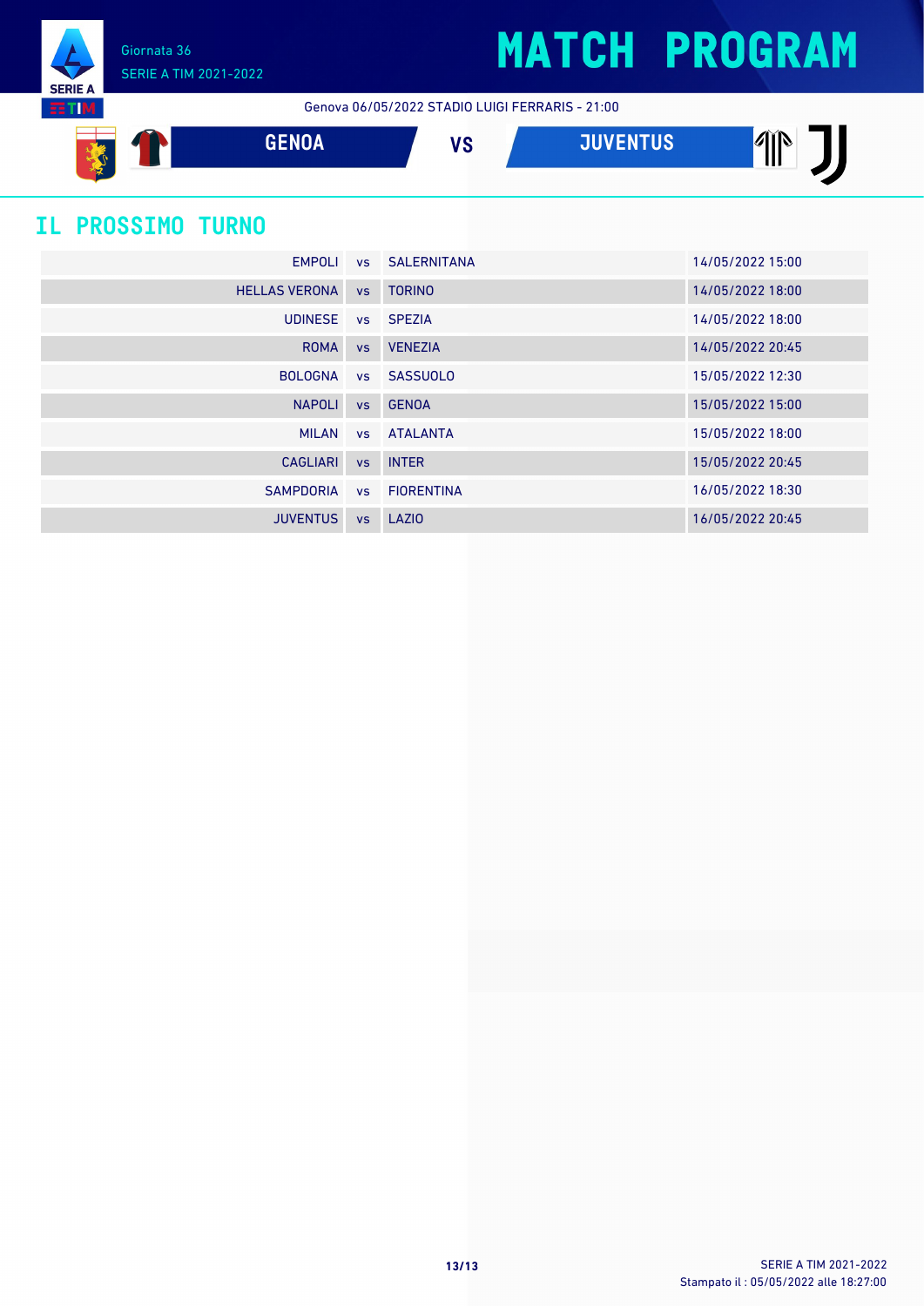Giornata 36

SERIE A TIM 2021-2022

# MATCH PROGRAM

Genova 06/05/2022 STADIO LUIGI FERRARIS - 21:00

**GENOA** VS **JUVENTUS**

## IL PROSSIMO TURNO

| | | | |
|---|---|---|---|
| EMPOLI | vs | SALERNITANA | 14/05/2022 15:00 |
| HELLAS VERONA | vs | TORINO | 14/05/2022 18:00 |
| UDINESE | vs | SPEZIA | 14/05/2022 18:00 |
| ROMA | vs | VENEZIA | 14/05/2022 20:45 |
| BOLOGNA | vs | SASSUOLO | 15/05/2022 12:30 |
| NAPOLI | vs | GENOA | 15/05/2022 15:00 |
| MILAN | vs | ATALANTA | 15/05/2022 18:00 |
| CAGLIARI | vs | INTER | 15/05/2022 20:45 |
| SAMPDORIA | vs | FIORENTINA | 16/05/2022 18:30 |
| JUVENTUS | vs | LAZIO | 16/05/2022 20:45 |

SERIE A TIM 2021-2022

Stampato il : 05/05/2022 alle 18:27:00